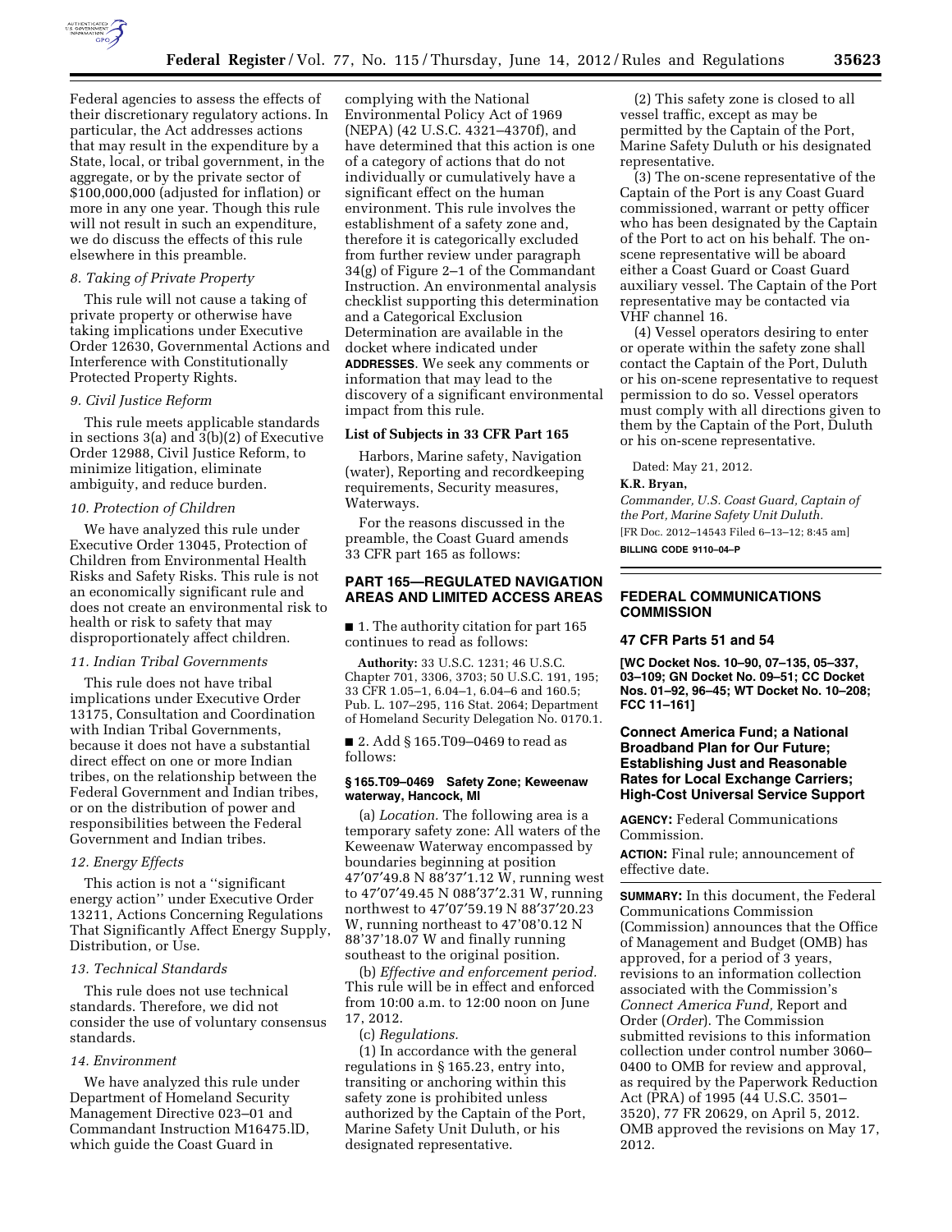Federal agencies to assess the effects of their discretionary regulatory actions. In particular, the Act addresses actions that may result in the expenditure by a State, local, or tribal government, in the aggregate, or by the private sector of $100,000,000 (adjusted for inflation) or more in any one year. Though this rule will not result in such an expenditure, we do discuss the effects of this rule elsewhere in this preamble.

### *8. Taking of Private Property*

This rule will not cause a taking of private property or otherwise have taking implications under Executive Order 12630, Governmental Actions and Interference with Constitutionally Protected Property Rights.

### *9. Civil Justice Reform*

This rule meets applicable standards in sections 3(a) and 3(b)(2) of Executive Order 12988, Civil Justice Reform, to minimize litigation, eliminate ambiguity, and reduce burden.

### *10. Protection of Children*

We have analyzed this rule under Executive Order 13045, Protection of Children from Environmental Health Risks and Safety Risks. This rule is not an economically significant rule and does not create an environmental risk to health or risk to safety that may disproportionately affect children.

### *11. Indian Tribal Governments*

This rule does not have tribal implications under Executive Order 13175, Consultation and Coordination with Indian Tribal Governments, because it does not have a substantial direct effect on one or more Indian tribes, on the relationship between the Federal Government and Indian tribes, or on the distribution of power and responsibilities between the Federal Government and Indian tribes.

### *12. Energy Effects*

This action is not a ''significant energy action'' under Executive Order 13211, Actions Concerning Regulations That Significantly Affect Energy Supply, Distribution, or Use.

### *13. Technical Standards*

This rule does not use technical standards. Therefore, we did not consider the use of voluntary consensus standards.

### *14. Environment*

We have analyzed this rule under Department of Homeland Security Management Directive 023–01 and Commandant Instruction M16475.lD, which guide the Coast Guard in complying with the National Environmental Policy Act of 1969 (NEPA) (42 U.S.C. 4321–4370f), and have determined that this action is one of a category of actions that do not individually or cumulatively have a significant effect on the human environment. This rule involves the establishment of a safety zone and, therefore it is categorically excluded from further review under paragraph 34(g) of Figure 2–1 of the Commandant Instruction. An environmental analysis checklist supporting this determination and a Categorical Exclusion Determination are available in the docket where indicated under **ADDRESSES**. We seek any comments or information that may lead to the discovery of a significant environmental impact from this rule.

## List of Subjects in 33 CFR Part 165

Harbors, Marine safety, Navigation (water), Reporting and recordkeeping requirements, Security measures, Waterways.

For the reasons discussed in the preamble, the Coast Guard amends 33 CFR part 165 as follows:

## PART 165—REGULATED NAVIGATION AREAS AND LIMITED ACCESS AREAS

■ 1. The authority citation for part 165 continues to read as follows:

**Authority:** 33 U.S.C. 1231; 46 U.S.C. Chapter 701, 3306, 3703; 50 U.S.C. 191, 195; 33 CFR 1.05–1, 6.04–1, 6.04–6 and 160.5; Pub. L. 107–295, 116 Stat. 2064; Department of Homeland Security Delegation No. 0170.1.

■ 2. Add § 165.T09–0469 to read as follows:

### § 165.T09–0469 Safety Zone; Keweenaw waterway, Hancock, MI

(a) *Location.* The following area is a temporary safety zone: All waters of the Keweenaw Waterway encompassed by boundaries beginning at position 47′07′49.8 N 88′37′1.12 W, running west to 47′07′49.45 N 088′37′2.31 W, running northwest to 47′07′59.19 N 88′37′20.23 W, running northeast to 47′08′0.12 N 88′37′18.07 W and finally running southeast to the original position.

(b) *Effective and enforcement period.* This rule will be in effect and enforced from 10:00 a.m. to 12:00 noon on June 17, 2012.

(c) *Regulations.*

(1) In accordance with the general regulations in § 165.23, entry into, transiting or anchoring within this safety zone is prohibited unless authorized by the Captain of the Port, Marine Safety Unit Duluth, or his designated representative.

(2) This safety zone is closed to all vessel traffic, except as may be permitted by the Captain of the Port, Marine Safety Duluth or his designated representative.

(3) The on-scene representative of the Captain of the Port is any Coast Guard commissioned, warrant or petty officer who has been designated by the Captain of the Port to act on his behalf. The on-scene representative will be aboard either a Coast Guard or Coast Guard auxiliary vessel. The Captain of the Port representative may be contacted via VHF channel 16.

(4) Vessel operators desiring to enter or operate within the safety zone shall contact the Captain of the Port, Duluth or his on-scene representative to request permission to do so. Vessel operators must comply with all directions given to them by the Captain of the Port, Duluth or his on-scene representative.

Dated: May 21, 2012.

**K.R. Bryan,**

*Commander, U.S. Coast Guard, Captain of the Port, Marine Safety Unit Duluth.*

[FR Doc. 2012–14543 Filed 6–13–12; 8:45 am]

**BILLING CODE 9110–04–P**

---

## FEDERAL COMMUNICATIONS COMMISSION

### 47 CFR Parts 51 and 54

**[WC Docket Nos. 10–90, 07–135, 05–337, 03–109; GN Docket No. 09–51; CC Docket Nos. 01–92, 96–45; WT Docket No. 10–208; FCC 11–161]**

### Connect America Fund; a National Broadband Plan for Our Future; Establishing Just and Reasonable Rates for Local Exchange Carriers; High-Cost Universal Service Support

**AGENCY:** Federal Communications Commission.

**ACTION:** Final rule; announcement of effective date.

**SUMMARY:** In this document, the Federal Communications Commission (Commission) announces that the Office of Management and Budget (OMB) has approved, for a period of 3 years, revisions to an information collection associated with the Commission's *Connect America Fund,* Report and Order (*Order*). The Commission submitted revisions to this information collection under control number 3060–0400 to OMB for review and approval, as required by the Paperwork Reduction Act (PRA) of 1995 (44 U.S.C. 3501–3520), 77 FR 20629, on April 5, 2012. OMB approved the revisions on May 17, 2012.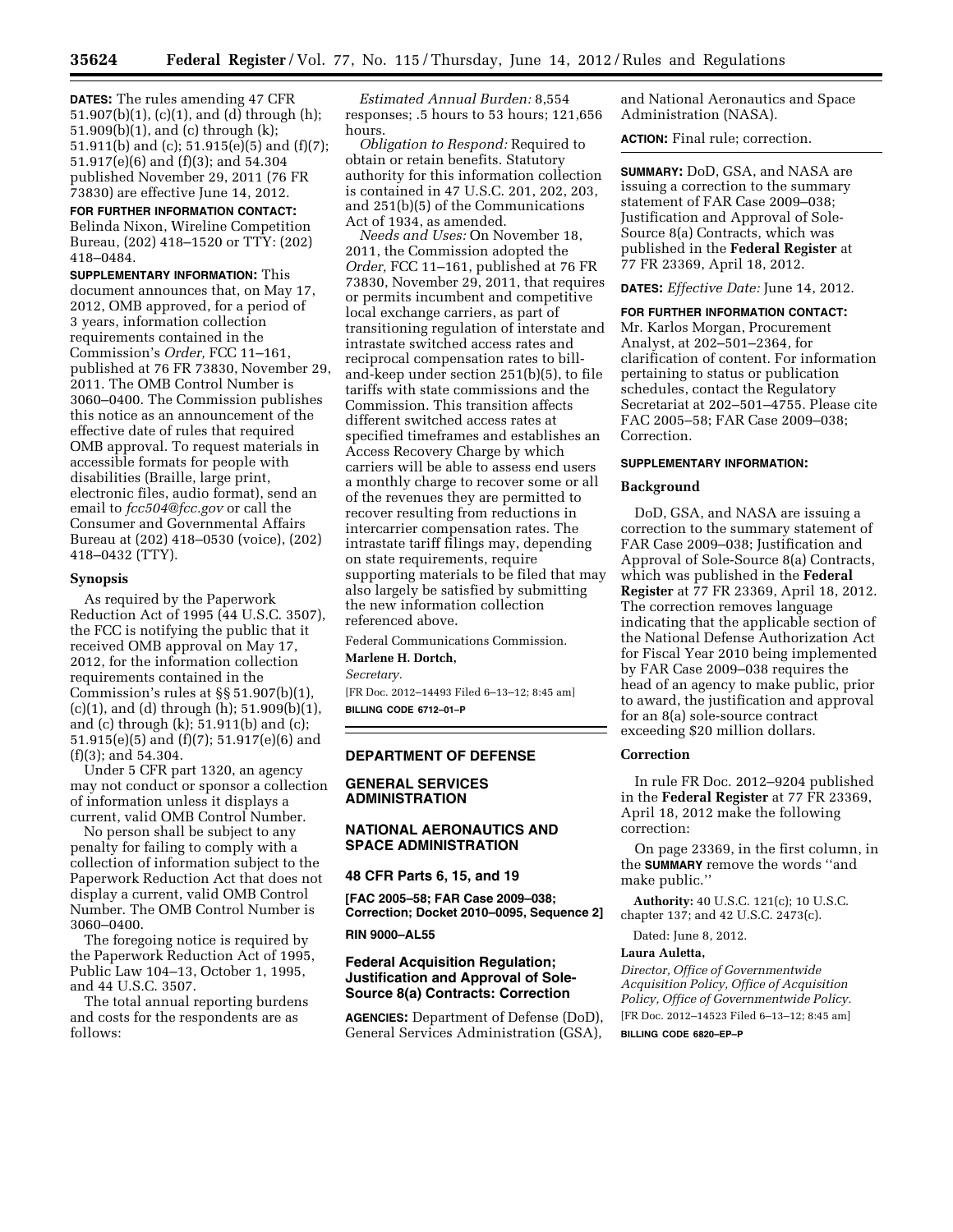**DATES:** The rules amending 47 CFR 51.907(b)(1), (c)(1), and (d) through (h); 51.909(b)(1), and (c) through (k); 51.911(b) and (c); 51.915(e)(5) and (f)(7); 51.917(e)(6) and (f)(3); and 54.304 published November 29, 2011 (76 FR 73830) are effective June 14, 2012.

**FOR FURTHER INFORMATION CONTACT:** Belinda Nixon, Wireline Competition Bureau, (202) 418–1520 or TTY: (202) 418–0484.

**SUPPLEMENTARY INFORMATION:** This document announces that, on May 17, 2012, OMB approved, for a period of 3 years, information collection requirements contained in the Commission's *Order,* FCC 11–161, published at 76 FR 73830, November 29, 2011. The OMB Control Number is 3060–0400. The Commission publishes this notice as an announcement of the effective date of rules that required OMB approval. To request materials in accessible formats for people with disabilities (Braille, large print, electronic files, audio format), send an email to *fcc504@fcc.gov* or call the Consumer and Governmental Affairs Bureau at (202) 418–0530 (voice), (202) 418–0432 (TTY).

## Synopsis

As required by the Paperwork Reduction Act of 1995 (44 U.S.C. 3507), the FCC is notifying the public that it received OMB approval on May 17, 2012, for the information collection requirements contained in the Commission's rules at §§ 51.907(b)(1), (c)(1), and (d) through (h); 51.909(b)(1), and (c) through (k); 51.911(b) and (c); 51.915(e)(5) and (f)(7); 51.917(e)(6) and (f)(3); and 54.304.

Under 5 CFR part 1320, an agency may not conduct or sponsor a collection of information unless it displays a current, valid OMB Control Number.

No person shall be subject to any penalty for failing to comply with a collection of information subject to the Paperwork Reduction Act that does not display a current, valid OMB Control Number. The OMB Control Number is 3060–0400.

The foregoing notice is required by the Paperwork Reduction Act of 1995, Public Law 104–13, October 1, 1995, and 44 U.S.C. 3507.

The total annual reporting burdens and costs for the respondents are as follows:

*Estimated Annual Burden:* 8,554 responses; .5 hours to 53 hours; 121,656 hours.

*Obligation to Respond:* Required to obtain or retain benefits. Statutory authority for this information collection is contained in 47 U.S.C. 201, 202, 203, and 251(b)(5) of the Communications Act of 1934, as amended.

*Needs and Uses:* On November 18, 2011, the Commission adopted the *Order,* FCC 11–161, published at 76 FR 73830, November 29, 2011, that requires or permits incumbent and competitive local exchange carriers, as part of transitioning regulation of interstate and intrastate switched access rates and reciprocal compensation rates to bill-and-keep under section 251(b)(5), to file tariffs with state commissions and the Commission. This transition affects different switched access rates at specified timeframes and establishes an Access Recovery Charge by which carriers will be able to assess end users a monthly charge to recover some or all of the revenues they are permitted to recover resulting from reductions in intercarrier compensation rates. The intrastate tariff filings may, depending on state requirements, require supporting materials to be filed that may also largely be satisfied by submitting the new information collection referenced above.

Federal Communications Commission.

**Marlene H. Dortch,**

*Secretary.*

[FR Doc. 2012–14493 Filed 6–13–12; 8:45 am]

**BILLING CODE 6712–01–P**

# DEPARTMENT OF DEFENSE

# GENERAL SERVICES ADMINISTRATION

# NATIONAL AERONAUTICS AND SPACE ADMINISTRATION

## 48 CFR Parts 6, 15, and 19

**[FAC 2005–58; FAR Case 2009–038; Correction; Docket 2010–0095, Sequence 2]**

**RIN 9000–AL55**

## Federal Acquisition Regulation; Justification and Approval of Sole-Source 8(a) Contracts: Correction

**AGENCIES:** Department of Defense (DoD), General Services Administration (GSA), and National Aeronautics and Space Administration (NASA).

**ACTION:** Final rule; correction.

**SUMMARY:** DoD, GSA, and NASA are issuing a correction to the summary statement of FAR Case 2009–038; Justification and Approval of Sole-Source 8(a) Contracts, which was published in the **Federal Register** at 77 FR 23369, April 18, 2012.

**DATES:** *Effective Date:* June 14, 2012.

**FOR FURTHER INFORMATION CONTACT:** Mr. Karlos Morgan, Procurement Analyst, at 202–501–2364, for clarification of content. For information pertaining to status or publication schedules, contact the Regulatory Secretariat at 202–501–4755. Please cite FAC 2005–58; FAR Case 2009–038; Correction.

**SUPPLEMENTARY INFORMATION:**

### Background

DoD, GSA, and NASA are issuing a correction to the summary statement of FAR Case 2009–038; Justification and Approval of Sole-Source 8(a) Contracts, which was published in the **Federal Register** at 77 FR 23369, April 18, 2012. The correction removes language indicating that the applicable section of the National Defense Authorization Act for Fiscal Year 2010 being implemented by FAR Case 2009–038 requires the head of an agency to make public, prior to award, the justification and approval for an 8(a) sole-source contract exceeding $20 million dollars.

### Correction

In rule FR Doc. 2012–9204 published in the **Federal Register** at 77 FR 23369, April 18, 2012 make the following correction:

On page 23369, in the first column, in the **SUMMARY** remove the words ''and make public.''

**Authority:** 40 U.S.C. 121(c); 10 U.S.C. chapter 137; and 42 U.S.C. 2473(c).

Dated: June 8, 2012.

**Laura Auletta,**

*Director, Office of Governmentwide Acquisition Policy, Office of Acquisition Policy, Office of Governmentwide Policy.*

[FR Doc. 2012–14523 Filed 6–13–12; 8:45 am]

**BILLING CODE 6820–EP–P**